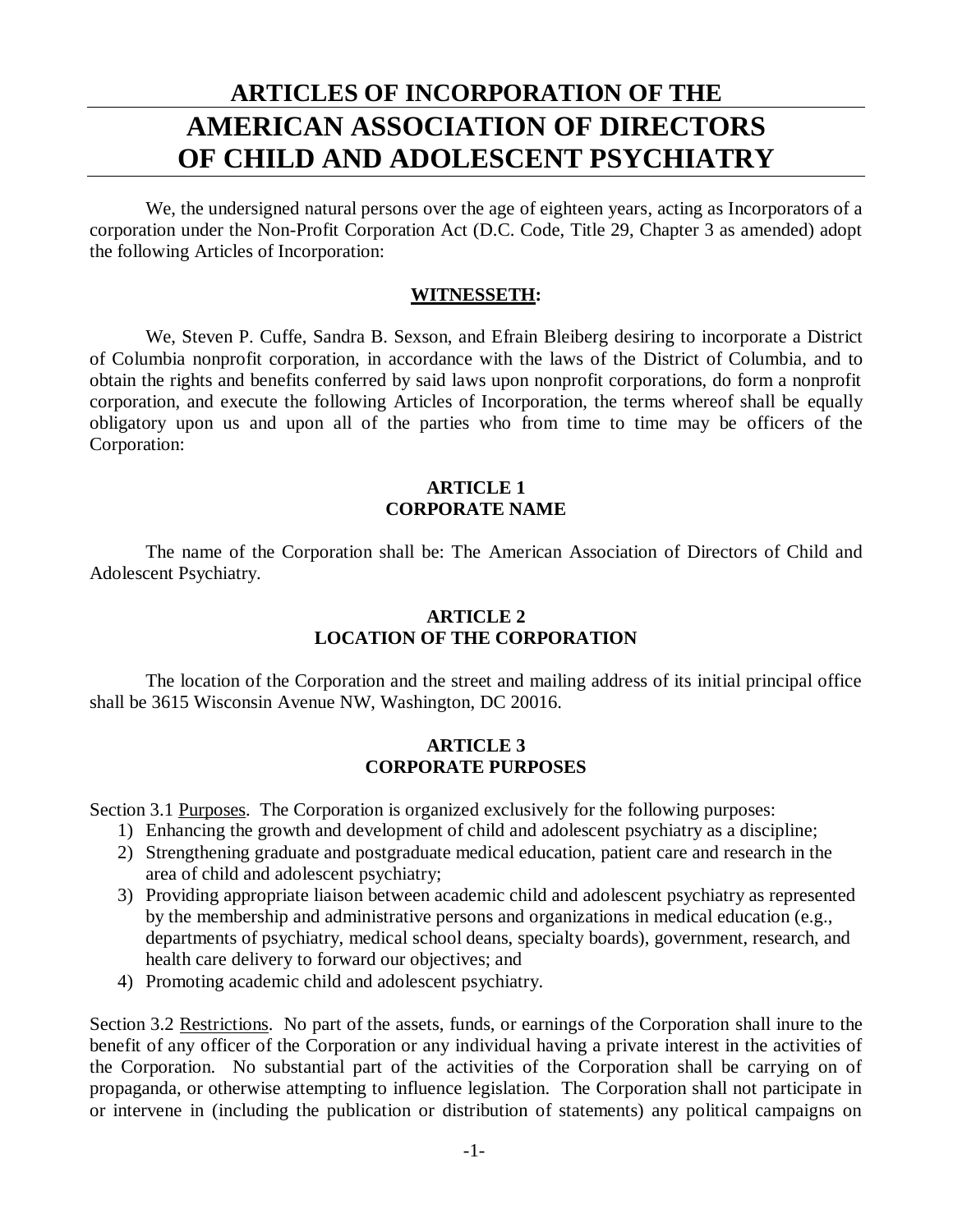# ARTICLES OF INCORPORATION OF THE AMERICAN ASSOCIATION OF DIRECTORS OF CHILD AND ADOLESCENT PSYCHIATRY

We, the undersigned natural persons over the age of eighteen years, acting as Incorporators of a corporation under the Non-Profit Corporation Act (D.C. Code, Title 29, Chapter 3 as amended) adopt the following Articles of Incorporation:

**WITNESSETH:**

We, Steven P. Cuffe, Sandra B. Sexson, and Efrain Bleiberg desiring to incorporate a District of Columbia nonprofit corporation, in accordance with the laws of the District of Columbia, and to obtain the rights and benefits conferred by said laws upon nonprofit corporations, do form a nonprofit corporation, and execute the following Articles of Incorporation, the terms whereof shall be equally obligatory upon us and upon all of the parties who from time to time may be officers of the Corporation:

## ARTICLE 1
## CORPORATE NAME

The name of the Corporation shall be: The American Association of Directors of Child and Adolescent Psychiatry.

## ARTICLE 2
## LOCATION OF THE CORPORATION

The location of the Corporation and the street and mailing address of its initial principal office shall be 3615 Wisconsin Avenue NW, Washington, DC 20016.

## ARTICLE 3
## CORPORATE PURPOSES

Section 3.1 Purposes. The Corporation is organized exclusively for the following purposes:

1) Enhancing the growth and development of child and adolescent psychiatry as a discipline;
2) Strengthening graduate and postgraduate medical education, patient care and research in the area of child and adolescent psychiatry;
3) Providing appropriate liaison between academic child and adolescent psychiatry as represented by the membership and administrative persons and organizations in medical education (e.g., departments of psychiatry, medical school deans, specialty boards), government, research, and health care delivery to forward our objectives; and
4) Promoting academic child and adolescent psychiatry.

Section 3.2 Restrictions. No part of the assets, funds, or earnings of the Corporation shall inure to the benefit of any officer of the Corporation or any individual having a private interest in the activities of the Corporation. No substantial part of the activities of the Corporation shall be carrying on of propaganda, or otherwise attempting to influence legislation. The Corporation shall not participate in or intervene in (including the publication or distribution of statements) any political campaigns on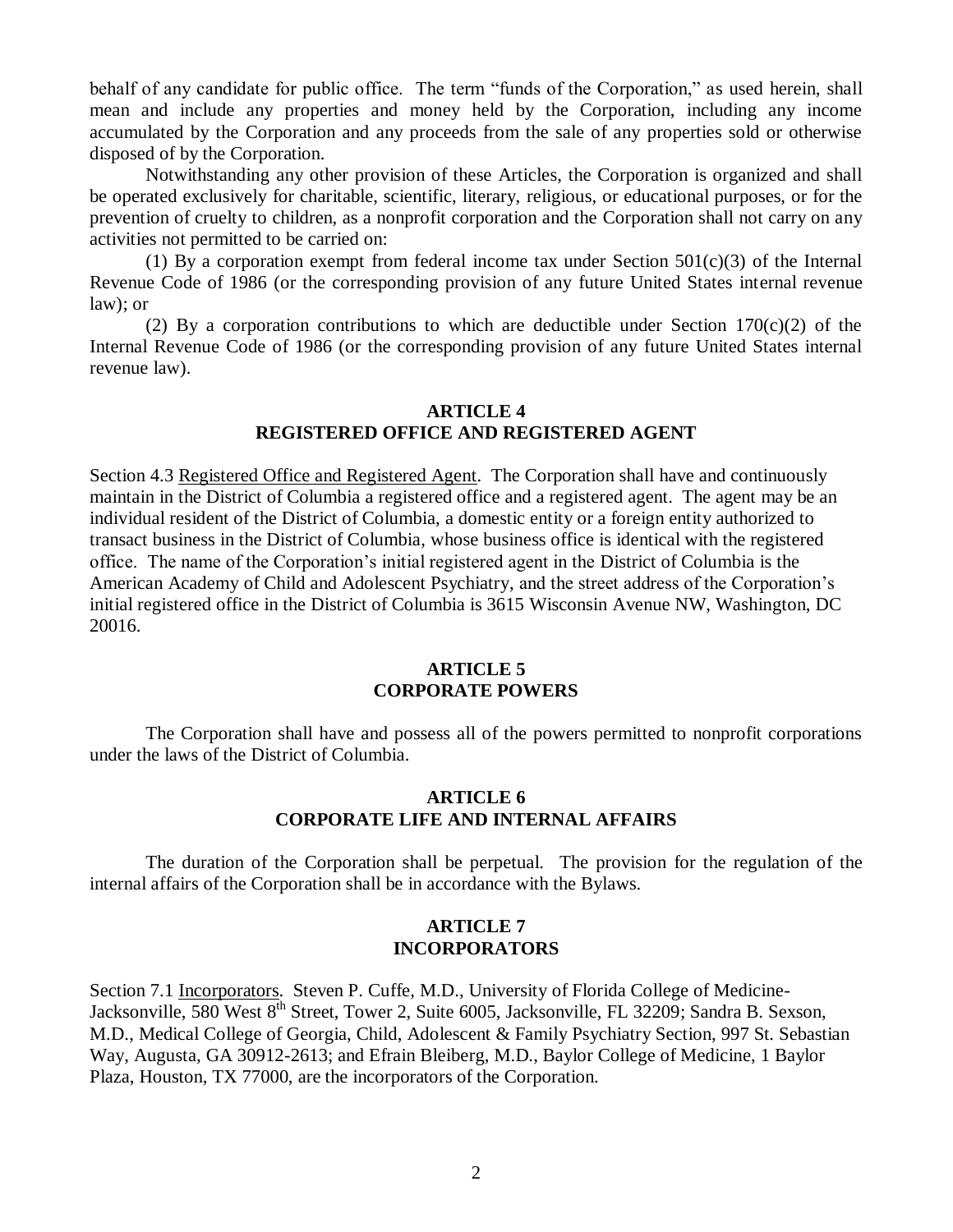behalf of any candidate for public office. The term "funds of the Corporation," as used herein, shall mean and include any properties and money held by the Corporation, including any income accumulated by the Corporation and any proceeds from the sale of any properties sold or otherwise disposed of by the Corporation.

Notwithstanding any other provision of these Articles, the Corporation is organized and shall be operated exclusively for charitable, scientific, literary, religious, or educational purposes, or for the prevention of cruelty to children, as a nonprofit corporation and the Corporation shall not carry on any activities not permitted to be carried on:

(1) By a corporation exempt from federal income tax under Section 501(c)(3) of the Internal Revenue Code of 1986 (or the corresponding provision of any future United States internal revenue law); or

(2) By a corporation contributions to which are deductible under Section 170(c)(2) of the Internal Revenue Code of 1986 (or the corresponding provision of any future United States internal revenue law).

## ARTICLE 4
## REGISTERED OFFICE AND REGISTERED AGENT

Section 4.3 Registered Office and Registered Agent. The Corporation shall have and continuously maintain in the District of Columbia a registered office and a registered agent. The agent may be an individual resident of the District of Columbia, a domestic entity or a foreign entity authorized to transact business in the District of Columbia, whose business office is identical with the registered office. The name of the Corporation's initial registered agent in the District of Columbia is the American Academy of Child and Adolescent Psychiatry, and the street address of the Corporation's initial registered office in the District of Columbia is 3615 Wisconsin Avenue NW, Washington, DC 20016.

## ARTICLE 5
## CORPORATE POWERS

The Corporation shall have and possess all of the powers permitted to nonprofit corporations under the laws of the District of Columbia.

## ARTICLE 6
## CORPORATE LIFE AND INTERNAL AFFAIRS

The duration of the Corporation shall be perpetual. The provision for the regulation of the internal affairs of the Corporation shall be in accordance with the Bylaws.

## ARTICLE 7
## INCORPORATORS

Section 7.1 Incorporators. Steven P. Cuffe, M.D., University of Florida College of Medicine-Jacksonville, 580 West 8th Street, Tower 2, Suite 6005, Jacksonville, FL 32209; Sandra B. Sexson, M.D., Medical College of Georgia, Child, Adolescent & Family Psychiatry Section, 997 St. Sebastian Way, Augusta, GA 30912-2613; and Efrain Bleiberg, M.D., Baylor College of Medicine, 1 Baylor Plaza, Houston, TX 77000, are the incorporators of the Corporation.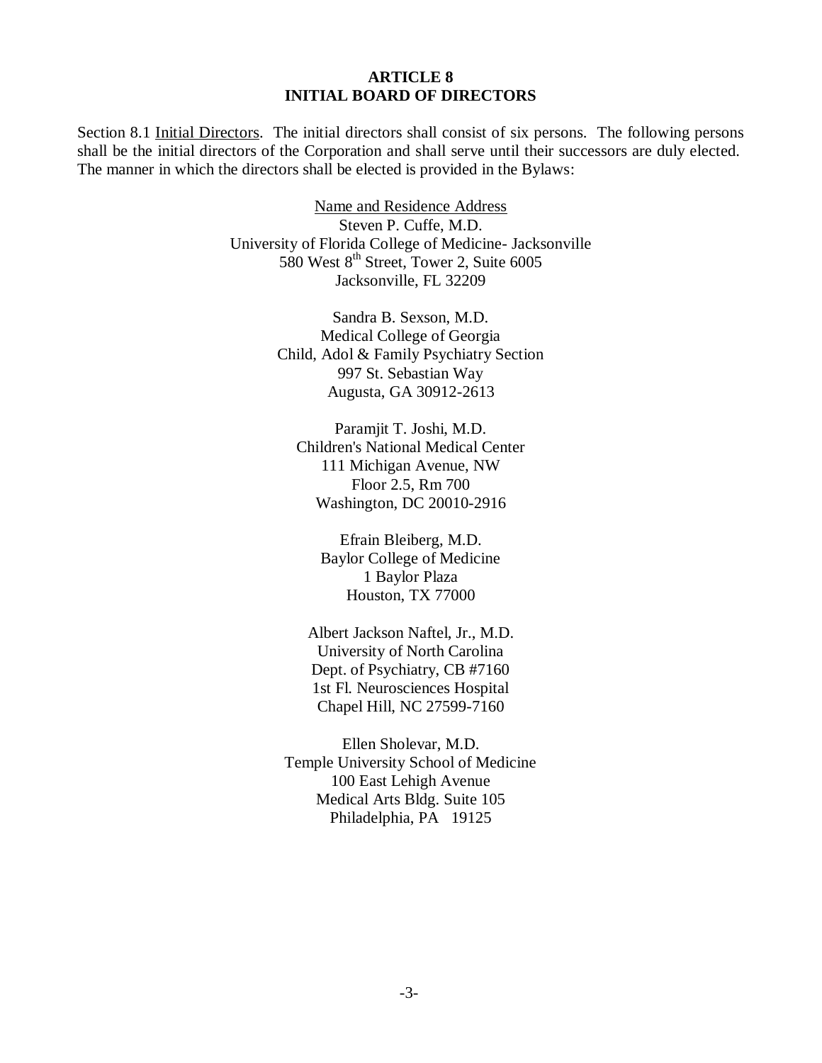**ARTICLE 8**
**INITIAL BOARD OF DIRECTORS**

Section 8.1 Initial Directors. The initial directors shall consist of six persons. The following persons shall be the initial directors of the Corporation and shall serve until their successors are duly elected. The manner in which the directors shall be elected is provided in the Bylaws:

Name and Residence Address

Steven P. Cuffe, M.D.
University of Florida College of Medicine- Jacksonville
580 West 8th Street, Tower 2, Suite 6005
Jacksonville, FL 32209

Sandra B. Sexson, M.D.
Medical College of Georgia
Child, Adol & Family Psychiatry Section
997 St. Sebastian Way
Augusta, GA 30912-2613

Paramjit T. Joshi, M.D.
Children's National Medical Center
111 Michigan Avenue, NW
Floor 2.5, Rm 700
Washington, DC 20010-2916

Efrain Bleiberg, M.D.
Baylor College of Medicine
1 Baylor Plaza
Houston, TX 77000

Albert Jackson Naftel, Jr., M.D.
University of North Carolina
Dept. of Psychiatry, CB #7160
1st Fl. Neurosciences Hospital
Chapel Hill, NC 27599-7160

Ellen Sholevar, M.D.
Temple University School of Medicine
100 East Lehigh Avenue
Medical Arts Bldg. Suite 105
Philadelphia, PA 19125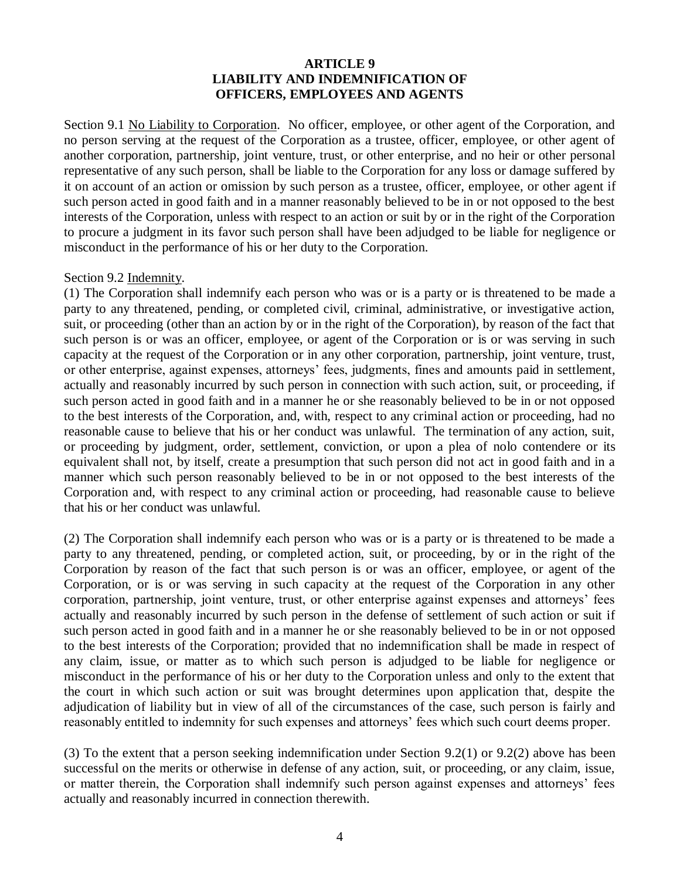## ARTICLE 9
## LIABILITY AND INDEMNIFICATION OF OFFICERS, EMPLOYEES AND AGENTS

Section 9.1 No Liability to Corporation. No officer, employee, or other agent of the Corporation, and no person serving at the request of the Corporation as a trustee, officer, employee, or other agent of another corporation, partnership, joint venture, trust, or other enterprise, and no heir or other personal representative of any such person, shall be liable to the Corporation for any loss or damage suffered by it on account of an action or omission by such person as a trustee, officer, employee, or other agent if such person acted in good faith and in a manner reasonably believed to be in or not opposed to the best interests of the Corporation, unless with respect to an action or suit by or in the right of the Corporation to procure a judgment in its favor such person shall have been adjudged to be liable for negligence or misconduct in the performance of his or her duty to the Corporation.

Section 9.2 Indemnity.

(1) The Corporation shall indemnify each person who was or is a party or is threatened to be made a party to any threatened, pending, or completed civil, criminal, administrative, or investigative action, suit, or proceeding (other than an action by or in the right of the Corporation), by reason of the fact that such person is or was an officer, employee, or agent of the Corporation or is or was serving in such capacity at the request of the Corporation or in any other corporation, partnership, joint venture, trust, or other enterprise, against expenses, attorneys' fees, judgments, fines and amounts paid in settlement, actually and reasonably incurred by such person in connection with such action, suit, or proceeding, if such person acted in good faith and in a manner he or she reasonably believed to be in or not opposed to the best interests of the Corporation, and, with, respect to any criminal action or proceeding, had no reasonable cause to believe that his or her conduct was unlawful. The termination of any action, suit, or proceeding by judgment, order, settlement, conviction, or upon a plea of nolo contendere or its equivalent shall not, by itself, create a presumption that such person did not act in good faith and in a manner which such person reasonably believed to be in or not opposed to the best interests of the Corporation and, with respect to any criminal action or proceeding, had reasonable cause to believe that his or her conduct was unlawful.

(2) The Corporation shall indemnify each person who was or is a party or is threatened to be made a party to any threatened, pending, or completed action, suit, or proceeding, by or in the right of the Corporation by reason of the fact that such person is or was an officer, employee, or agent of the Corporation, or is or was serving in such capacity at the request of the Corporation in any other corporation, partnership, joint venture, trust, or other enterprise against expenses and attorneys' fees actually and reasonably incurred by such person in the defense of settlement of such action or suit if such person acted in good faith and in a manner he or she reasonably believed to be in or not opposed to the best interests of the Corporation; provided that no indemnification shall be made in respect of any claim, issue, or matter as to which such person is adjudged to be liable for negligence or misconduct in the performance of his or her duty to the Corporation unless and only to the extent that the court in which such action or suit was brought determines upon application that, despite the adjudication of liability but in view of all of the circumstances of the case, such person is fairly and reasonably entitled to indemnity for such expenses and attorneys' fees which such court deems proper.

(3) To the extent that a person seeking indemnification under Section 9.2(1) or 9.2(2) above has been successful on the merits or otherwise in defense of any action, suit, or proceeding, or any claim, issue, or matter therein, the Corporation shall indemnify such person against expenses and attorneys' fees actually and reasonably incurred in connection therewith.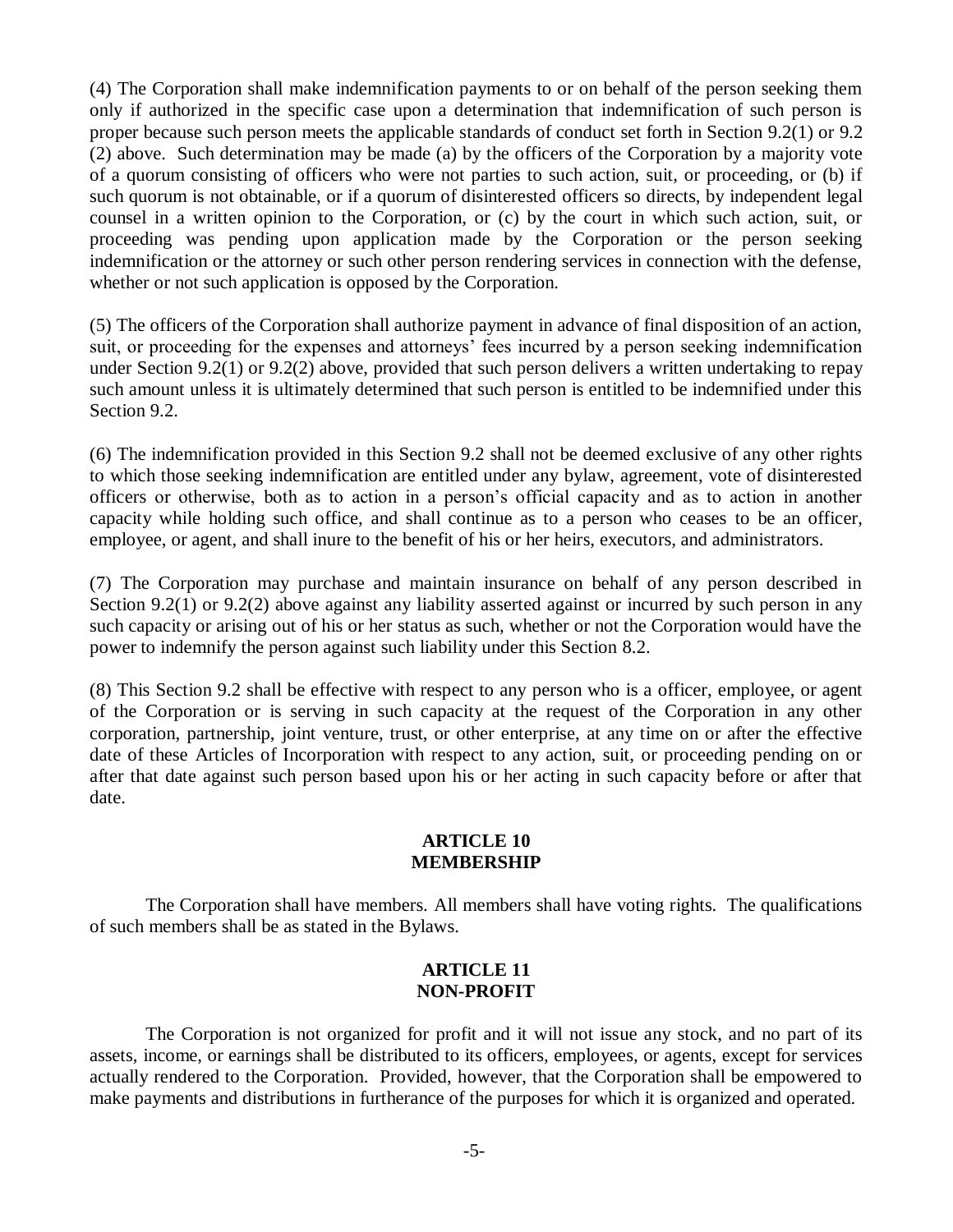(4) The Corporation shall make indemnification payments to or on behalf of the person seeking them only if authorized in the specific case upon a determination that indemnification of such person is proper because such person meets the applicable standards of conduct set forth in Section 9.2(1) or 9.2 (2) above. Such determination may be made (a) by the officers of the Corporation by a majority vote of a quorum consisting of officers who were not parties to such action, suit, or proceeding, or (b) if such quorum is not obtainable, or if a quorum of disinterested officers so directs, by independent legal counsel in a written opinion to the Corporation, or (c) by the court in which such action, suit, or proceeding was pending upon application made by the Corporation or the person seeking indemnification or the attorney or such other person rendering services in connection with the defense, whether or not such application is opposed by the Corporation.

(5) The officers of the Corporation shall authorize payment in advance of final disposition of an action, suit, or proceeding for the expenses and attorneys' fees incurred by a person seeking indemnification under Section 9.2(1) or 9.2(2) above, provided that such person delivers a written undertaking to repay such amount unless it is ultimately determined that such person is entitled to be indemnified under this Section 9.2.

(6) The indemnification provided in this Section 9.2 shall not be deemed exclusive of any other rights to which those seeking indemnification are entitled under any bylaw, agreement, vote of disinterested officers or otherwise, both as to action in a person's official capacity and as to action in another capacity while holding such office, and shall continue as to a person who ceases to be an officer, employee, or agent, and shall inure to the benefit of his or her heirs, executors, and administrators.

(7) The Corporation may purchase and maintain insurance on behalf of any person described in Section 9.2(1) or 9.2(2) above against any liability asserted against or incurred by such person in any such capacity or arising out of his or her status as such, whether or not the Corporation would have the power to indemnify the person against such liability under this Section 8.2.

(8) This Section 9.2 shall be effective with respect to any person who is a officer, employee, or agent of the Corporation or is serving in such capacity at the request of the Corporation in any other corporation, partnership, joint venture, trust, or other enterprise, at any time on or after the effective date of these Articles of Incorporation with respect to any action, suit, or proceeding pending on or after that date against such person based upon his or her acting in such capacity before or after that date.

## ARTICLE 10
## MEMBERSHIP

The Corporation shall have members. All members shall have voting rights. The qualifications of such members shall be as stated in the Bylaws.

## ARTICLE 11
## NON-PROFIT

The Corporation is not organized for profit and it will not issue any stock, and no part of its assets, income, or earnings shall be distributed to its officers, employees, or agents, except for services actually rendered to the Corporation. Provided, however, that the Corporation shall be empowered to make payments and distributions in furtherance of the purposes for which it is organized and operated.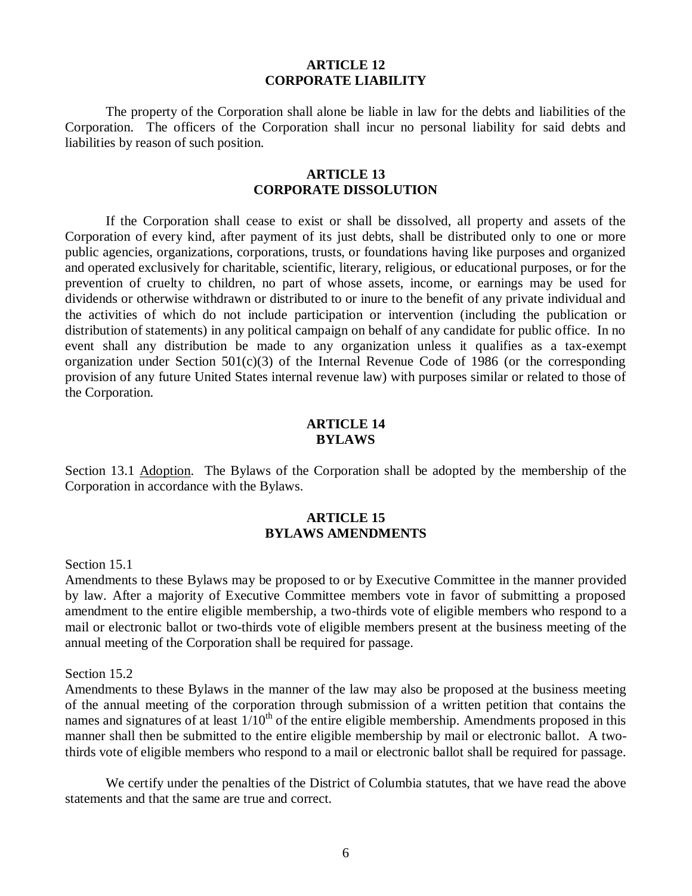## ARTICLE 12
## CORPORATE LIABILITY

The property of the Corporation shall alone be liable in law for the debts and liabilities of the Corporation. The officers of the Corporation shall incur no personal liability for said debts and liabilities by reason of such position.

## ARTICLE 13
## CORPORATE DISSOLUTION

If the Corporation shall cease to exist or shall be dissolved, all property and assets of the Corporation of every kind, after payment of its just debts, shall be distributed only to one or more public agencies, organizations, corporations, trusts, or foundations having like purposes and organized and operated exclusively for charitable, scientific, literary, religious, or educational purposes, or for the prevention of cruelty to children, no part of whose assets, income, or earnings may be used for dividends or otherwise withdrawn or distributed to or inure to the benefit of any private individual and the activities of which do not include participation or intervention (including the publication or distribution of statements) in any political campaign on behalf of any candidate for public office. In no event shall any distribution be made to any organization unless it qualifies as a tax-exempt organization under Section 501(c)(3) of the Internal Revenue Code of 1986 (or the corresponding provision of any future United States internal revenue law) with purposes similar or related to those of the Corporation.

## ARTICLE 14
## BYLAWS

Section 13.1 Adoption. The Bylaws of the Corporation shall be adopted by the membership of the Corporation in accordance with the Bylaws.

## ARTICLE 15
## BYLAWS AMENDMENTS

Section 15.1

Amendments to these Bylaws may be proposed to or by Executive Committee in the manner provided by law. After a majority of Executive Committee members vote in favor of submitting a proposed amendment to the entire eligible membership, a two-thirds vote of eligible members who respond to a mail or electronic ballot or two-thirds vote of eligible members present at the business meeting of the annual meeting of the Corporation shall be required for passage.

Section 15.2

Amendments to these Bylaws in the manner of the law may also be proposed at the business meeting of the annual meeting of the corporation through submission of a written petition that contains the names and signatures of at least 1/10th of the entire eligible membership. Amendments proposed in this manner shall then be submitted to the entire eligible membership by mail or electronic ballot. A two-thirds vote of eligible members who respond to a mail or electronic ballot shall be required for passage.

We certify under the penalties of the District of Columbia statutes, that we have read the above statements and that the same are true and correct.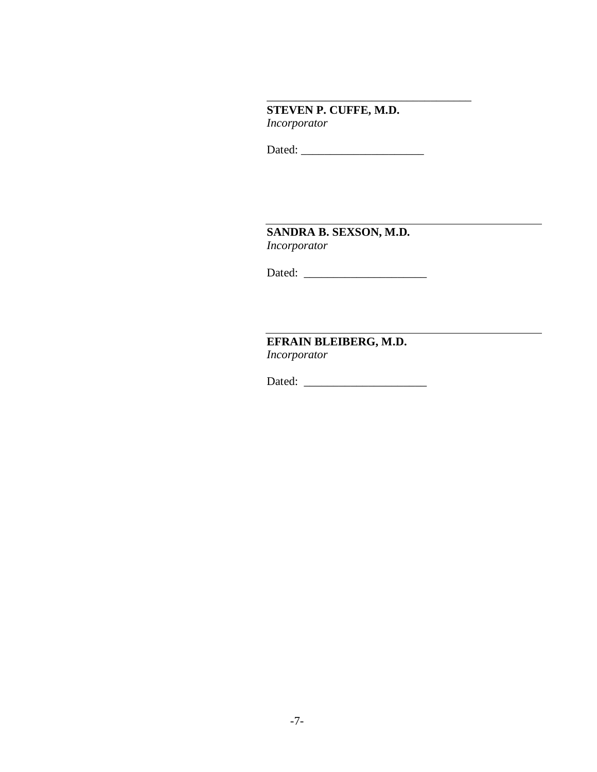\_\_\_\_\_\_\_\_\_\_\_\_\_\_\_\_\_\_\_\_\_\_\_\_\_\_\_\_\_\_\_\_\_\_\_

**STEVEN P. CUFFE, M.D.**
*Incorporator*

Dated: \_\_\_\_\_\_\_\_\_\_\_\_\_\_\_\_\_\_\_\_\_

\_\_\_\_\_\_\_\_\_\_\_\_\_\_\_\_\_\_\_\_\_\_\_\_\_\_\_\_\_\_\_\_\_\_\_\_\_\_\_\_\_\_\_\_\_\_

**SANDRA B. SEXSON, M.D.**
*Incorporator*

Dated: \_\_\_\_\_\_\_\_\_\_\_\_\_\_\_\_\_\_\_\_\_

\_\_\_\_\_\_\_\_\_\_\_\_\_\_\_\_\_\_\_\_\_\_\_\_\_\_\_\_\_\_\_\_\_\_\_\_\_\_\_\_\_\_\_\_\_\_

**EFRAIN BLEIBERG, M.D.**
*Incorporator*

Dated: \_\_\_\_\_\_\_\_\_\_\_\_\_\_\_\_\_\_\_\_\_